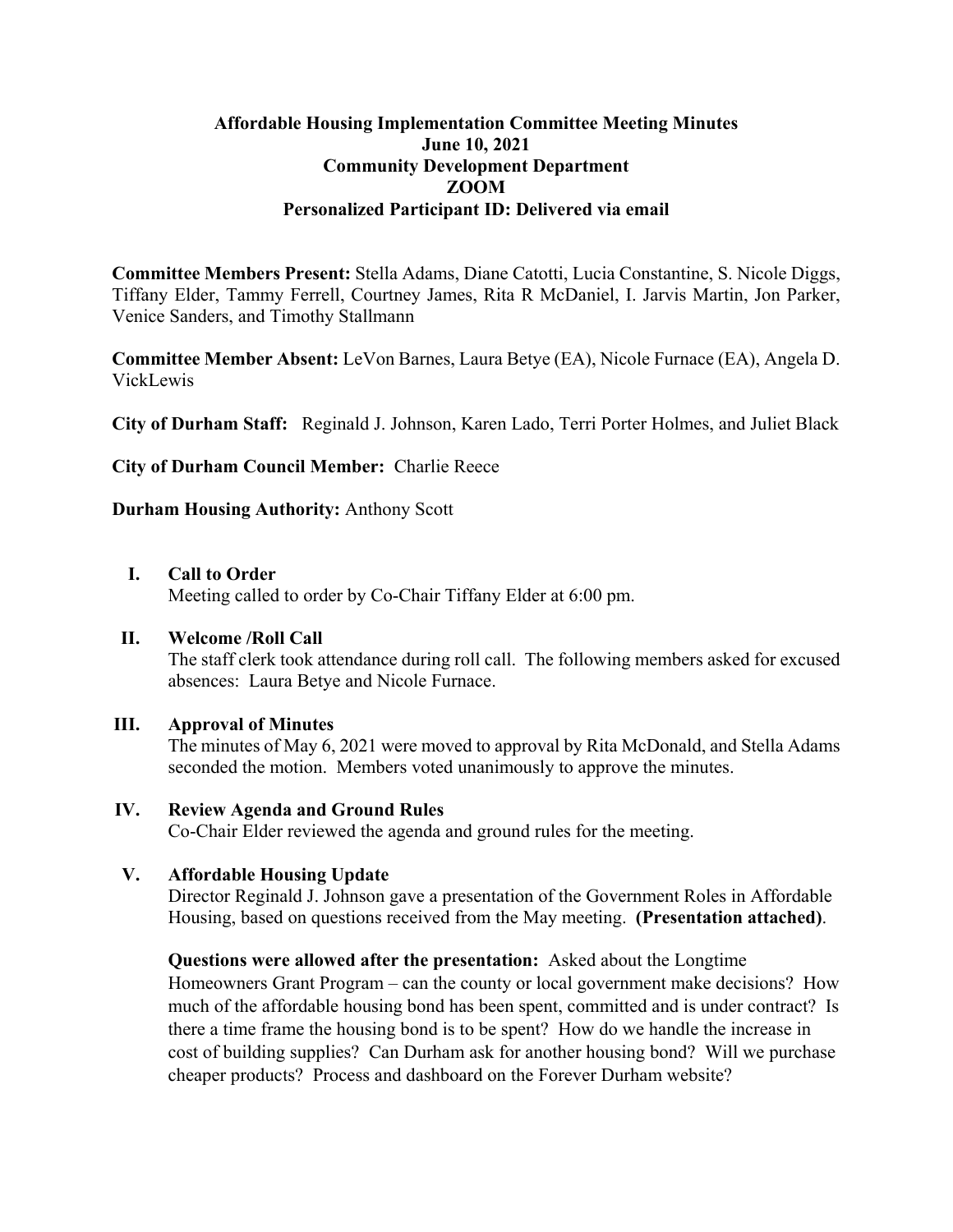**Affordable Housing Implementation Committee Meeting Minutes**
**June 10, 2021**
**Community Development Department**
**ZOOM**
**Personalized Participant ID: Delivered via email**

**Committee Members Present:** Stella Adams, Diane Catotti, Lucia Constantine, S. Nicole Diggs, Tiffany Elder, Tammy Ferrell, Courtney James, Rita R McDaniel, I. Jarvis Martin, Jon Parker, Venice Sanders, and Timothy Stallmann

**Committee Member Absent:** LeVon Barnes, Laura Betye (EA), Nicole Furnace (EA), Angela D. VickLewis

**City of Durham Staff:** Reginald J. Johnson, Karen Lado, Terri Porter Holmes, and Juliet Black

**City of Durham Council Member:** Charlie Reece

**Durham Housing Authority:** Anthony Scott

## I. Call to Order

Meeting called to order by Co-Chair Tiffany Elder at 6:00 pm.

## II. Welcome /Roll Call

The staff clerk took attendance during roll call. The following members asked for excused absences: Laura Betye and Nicole Furnace.

## III. Approval of Minutes

The minutes of May 6, 2021 were moved to approval by Rita McDonald, and Stella Adams seconded the motion. Members voted unanimously to approve the minutes.

## IV. Review Agenda and Ground Rules

Co-Chair Elder reviewed the agenda and ground rules for the meeting.

## V. Affordable Housing Update

Director Reginald J. Johnson gave a presentation of the Government Roles in Affordable Housing, based on questions received from the May meeting. **(Presentation attached)**.

**Questions were allowed after the presentation:** Asked about the Longtime Homeowners Grant Program – can the county or local government make decisions? How much of the affordable housing bond has been spent, committed and is under contract? Is there a time frame the housing bond is to be spent? How do we handle the increase in cost of building supplies? Can Durham ask for another housing bond? Will we purchase cheaper products? Process and dashboard on the Forever Durham website?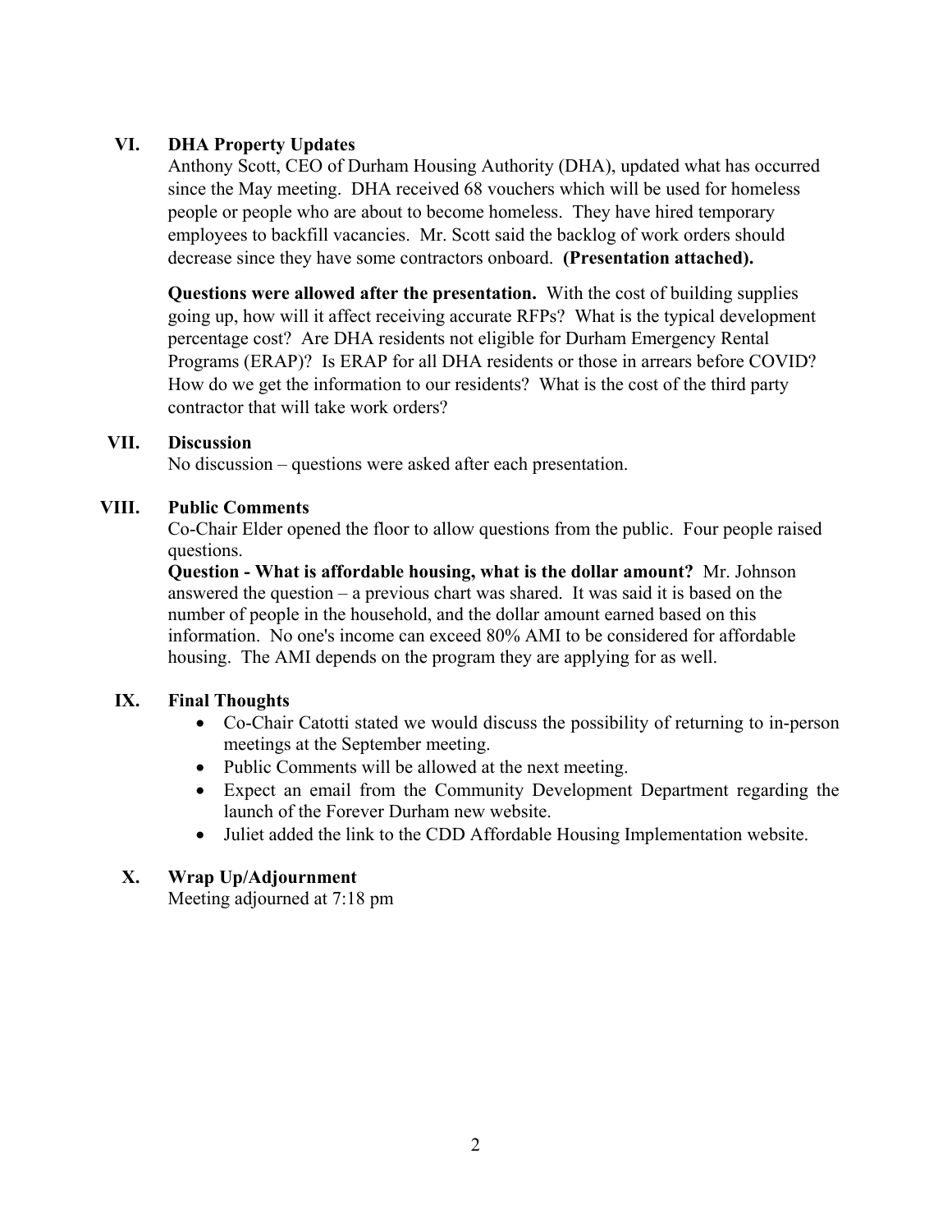## VI. DHA Property Updates

Anthony Scott, CEO of Durham Housing Authority (DHA), updated what has occurred since the May meeting. DHA received 68 vouchers which will be used for homeless people or people who are about to become homeless. They have hired temporary employees to backfill vacancies. Mr. Scott said the backlog of work orders should decrease since they have some contractors onboard. **(Presentation attached).**

**Questions were allowed after the presentation.** With the cost of building supplies going up, how will it affect receiving accurate RFPs? What is the typical development percentage cost? Are DHA residents not eligible for Durham Emergency Rental Programs (ERAP)? Is ERAP for all DHA residents or those in arrears before COVID? How do we get the information to our residents? What is the cost of the third party contractor that will take work orders?

## VII. Discussion

No discussion – questions were asked after each presentation.

## VIII. Public Comments

Co-Chair Elder opened the floor to allow questions from the public. Four people raised questions.

**Question - What is affordable housing, what is the dollar amount?** Mr. Johnson answered the question – a previous chart was shared. It was said it is based on the number of people in the household, and the dollar amount earned based on this information. No one's income can exceed 80% AMI to be considered for affordable housing. The AMI depends on the program they are applying for as well.

## IX. Final Thoughts

- Co-Chair Catotti stated we would discuss the possibility of returning to in-person meetings at the September meeting.
- Public Comments will be allowed at the next meeting.
- Expect an email from the Community Development Department regarding the launch of the Forever Durham new website.
- Juliet added the link to the CDD Affordable Housing Implementation website.

## X. Wrap Up/Adjournment

Meeting adjourned at 7:18 pm